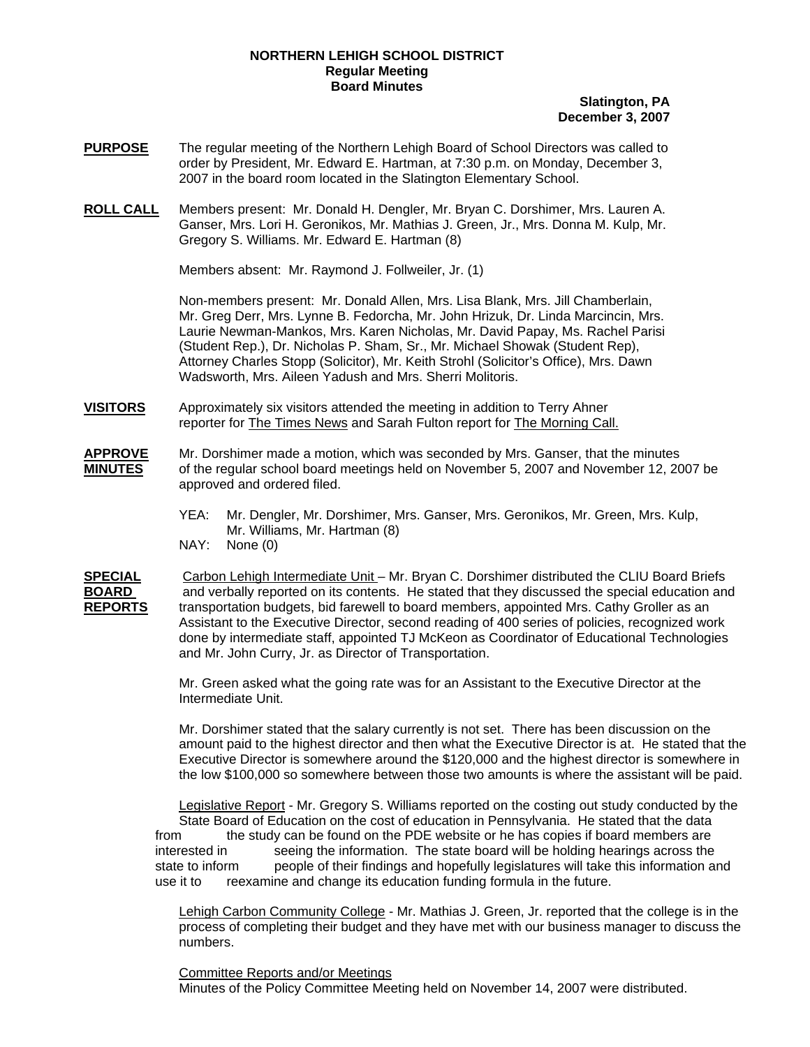**NORTHERN LEHIGH SCHOOL DISTRICT**
**Regular Meeting**
**Board Minutes**

**Slatington, PA**
**December 3, 2007**

**PURPOSE** The regular meeting of the Northern Lehigh Board of School Directors was called to order by President, Mr. Edward E. Hartman, at 7:30 p.m. on Monday, December 3, 2007 in the board room located in the Slatington Elementary School.

**ROLL CALL** Members present: Mr. Donald H. Dengler, Mr. Bryan C. Dorshimer, Mrs. Lauren A. Ganser, Mrs. Lori H. Geronikos, Mr. Mathias J. Green, Jr., Mrs. Donna M. Kulp, Mr. Gregory S. Williams. Mr. Edward E. Hartman (8)

Members absent: Mr. Raymond J. Follweiler, Jr. (1)

Non-members present: Mr. Donald Allen, Mrs. Lisa Blank, Mrs. Jill Chamberlain, Mr. Greg Derr, Mrs. Lynne B. Fedorcha, Mr. John Hrizuk, Dr. Linda Marcincin, Mrs. Laurie Newman-Mankos, Mrs. Karen Nicholas, Mr. David Papay, Ms. Rachel Parisi (Student Rep.), Dr. Nicholas P. Sham, Sr., Mr. Michael Showak (Student Rep), Attorney Charles Stopp (Solicitor), Mr. Keith Strohl (Solicitor's Office), Mrs. Dawn Wadsworth, Mrs. Aileen Yadush and Mrs. Sherri Molitoris.

**VISITORS** Approximately six visitors attended the meeting in addition to Terry Ahner reporter for The Times News and Sarah Fulton report for The Morning Call.

**APPROVE MINUTES** Mr. Dorshimer made a motion, which was seconded by Mrs. Ganser, that the minutes of the regular school board meetings held on November 5, 2007 and November 12, 2007 be approved and ordered filed.

YEA: Mr. Dengler, Mr. Dorshimer, Mrs. Ganser, Mrs. Geronikos, Mr. Green, Mrs. Kulp, Mr. Williams, Mr. Hartman (8)
NAY: None (0)

**SPECIAL BOARD REPORTS** Carbon Lehigh Intermediate Unit – Mr. Bryan C. Dorshimer distributed the CLIU Board Briefs and verbally reported on its contents. He stated that they discussed the special education and transportation budgets, bid farewell to board members, appointed Mrs. Cathy Groller as an Assistant to the Executive Director, second reading of 400 series of policies, recognized work done by intermediate staff, appointed TJ McKeon as Coordinator of Educational Technologies and Mr. John Curry, Jr. as Director of Transportation.

Mr. Green asked what the going rate was for an Assistant to the Executive Director at the Intermediate Unit.

Mr. Dorshimer stated that the salary currently is not set. There has been discussion on the amount paid to the highest director and then what the Executive Director is at. He stated that the Executive Director is somewhere around the $120,000 and the highest director is somewhere in the low $100,000 so somewhere between those two amounts is where the assistant will be paid.

Legislative Report - Mr. Gregory S. Williams reported on the costing out study conducted by the State Board of Education on the cost of education in Pennsylvania. He stated that the data from the study can be found on the PDE website or he has copies if board members are interested in seeing the information. The state board will be holding hearings across the state to inform people of their findings and hopefully legislatures will take this information and use it to reexamine and change its education funding formula in the future.

Lehigh Carbon Community College - Mr. Mathias J. Green, Jr. reported that the college is in the process of completing their budget and they have met with our business manager to discuss the numbers.

Committee Reports and/or Meetings
Minutes of the Policy Committee Meeting held on November 14, 2007 were distributed.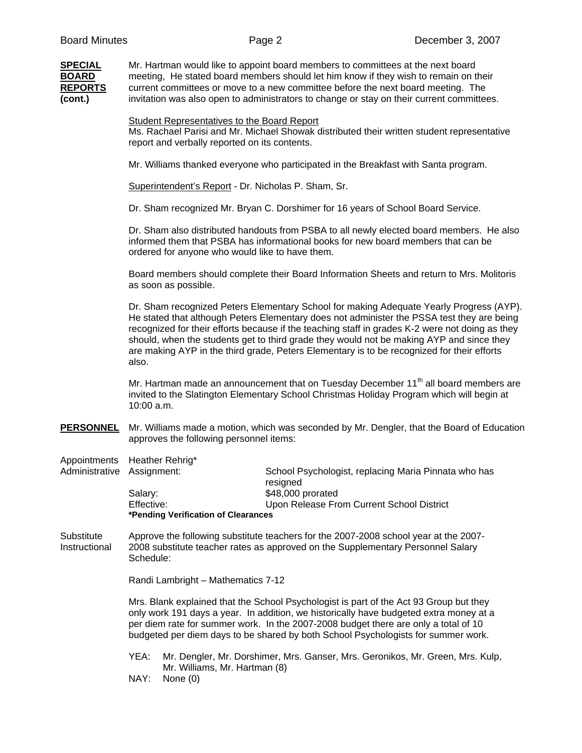**SPECIAL BOARD REPORTS (cont.)**

Mr. Hartman would like to appoint board members to committees at the next board meeting, He stated board members should let him know if they wish to remain on their current committees or move to a new committee before the next board meeting. The invitation was also open to administrators to change or stay on their current committees.

Student Representatives to the Board Report

Ms. Rachael Parisi and Mr. Michael Showak distributed their written student representative report and verbally reported on its contents.

Mr. Williams thanked everyone who participated in the Breakfast with Santa program.

Superintendent's Report - Dr. Nicholas P. Sham, Sr.

Dr. Sham recognized Mr. Bryan C. Dorshimer for 16 years of School Board Service.

Dr. Sham also distributed handouts from PSBA to all newly elected board members. He also informed them that PSBA has informational books for new board members that can be ordered for anyone who would like to have them.

Board members should complete their Board Information Sheets and return to Mrs. Molitoris as soon as possible.

Dr. Sham recognized Peters Elementary School for making Adequate Yearly Progress (AYP). He stated that although Peters Elementary does not administer the PSSA test they are being recognized for their efforts because if the teaching staff in grades K-2 were not doing as they should, when the students get to third grade they would not be making AYP and since they are making AYP in the third grade, Peters Elementary is to be recognized for their efforts also.

Mr. Hartman made an announcement that on Tuesday December 11th all board members are invited to the Slatington Elementary School Christmas Holiday Program which will begin at 10:00 a.m.

**PERSONNEL**

Mr. Williams made a motion, which was seconded by Mr. Dengler, that the Board of Education approves the following personnel items:

Appointments Administrative

Heather Rehrig*

| | |
|---|---|
| Assignment: | School Psychologist, replacing Maria Pinnata who has resigned |
| Salary: | $48,000 prorated |
| Effective: | Upon Release From Current School District |

**\*Pending Verification of Clearances**

Substitute Instructional

Approve the following substitute teachers for the 2007-2008 school year at the 2007-2008 substitute teacher rates as approved on the Supplementary Personnel Salary Schedule:

Randi Lambright – Mathematics 7-12

Mrs. Blank explained that the School Psychologist is part of the Act 93 Group but they only work 191 days a year. In addition, we historically have budgeted extra money at a per diem rate for summer work. In the 2007-2008 budget there are only a total of 10 budgeted per diem days to be shared by both School Psychologists for summer work.

YEA: Mr. Dengler, Mr. Dorshimer, Mrs. Ganser, Mrs. Geronikos, Mr. Green, Mrs. Kulp, Mr. Williams, Mr. Hartman (8)

NAY: None (0)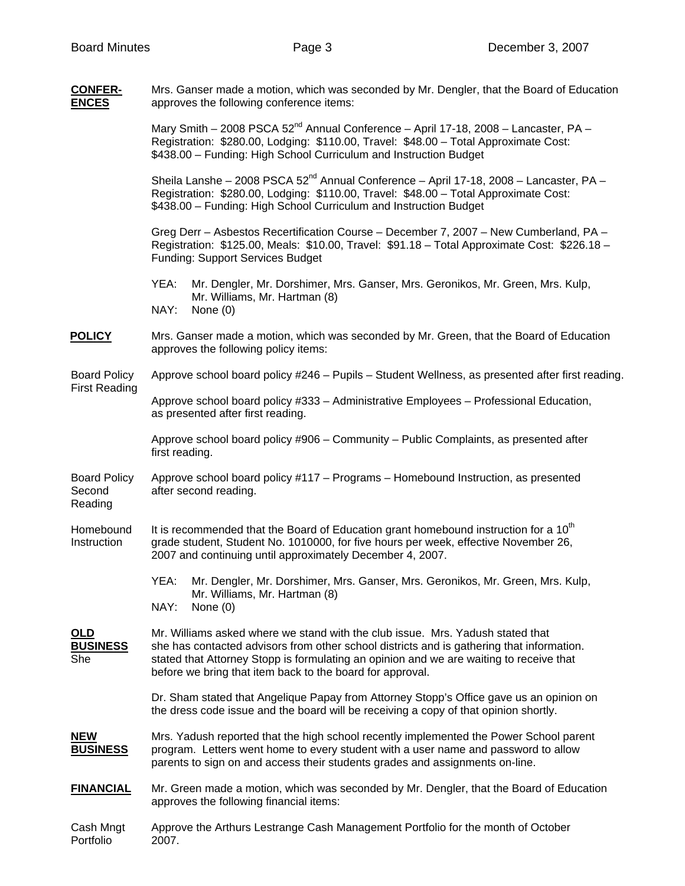**CONFER-ENCES**

Mrs. Ganser made a motion, which was seconded by Mr. Dengler, that the Board of Education approves the following conference items:

Mary Smith – 2008 PSCA 52nd Annual Conference – April 17-18, 2008 – Lancaster, PA – Registration: $280.00, Lodging: $110.00, Travel: $48.00 – Total Approximate Cost: $438.00 – Funding: High School Curriculum and Instruction Budget

Sheila Lanshe – 2008 PSCA 52nd Annual Conference – April 17-18, 2008 – Lancaster, PA – Registration: $280.00, Lodging: $110.00, Travel: $48.00 – Total Approximate Cost: $438.00 – Funding: High School Curriculum and Instruction Budget

Greg Derr – Asbestos Recertification Course – December 7, 2007 – New Cumberland, PA – Registration: $125.00, Meals: $10.00, Travel: $91.18 – Total Approximate Cost: $226.18 – Funding: Support Services Budget

YEA: Mr. Dengler, Mr. Dorshimer, Mrs. Ganser, Mrs. Geronikos, Mr. Green, Mrs. Kulp, Mr. Williams, Mr. Hartman (8)
NAY: None (0)

**POLICY**

Mrs. Ganser made a motion, which was seconded by Mr. Green, that the Board of Education approves the following policy items:

Board Policy First Reading

Approve school board policy #246 – Pupils – Student Wellness, as presented after first reading.

Approve school board policy #333 – Administrative Employees – Professional Education, as presented after first reading.

Approve school board policy #906 – Community – Public Complaints, as presented after first reading.

Board Policy Second Reading

Approve school board policy #117 – Programs – Homebound Instruction, as presented after second reading.

Homebound Instruction

It is recommended that the Board of Education grant homebound instruction for a 10th grade student, Student No. 1010000, for five hours per week, effective November 26, 2007 and continuing until approximately December 4, 2007.

YEA: Mr. Dengler, Mr. Dorshimer, Mrs. Ganser, Mrs. Geronikos, Mr. Green, Mrs. Kulp, Mr. Williams, Mr. Hartman (8)
NAY: None (0)

**OLD BUSINESS**

Mr. Williams asked where we stand with the club issue. Mrs. Yadush stated that she has contacted advisors from other school districts and is gathering that information. She stated that Attorney Stopp is formulating an opinion and we are waiting to receive that before we bring that item back to the board for approval.

Dr. Sham stated that Angelique Papay from Attorney Stopp's Office gave us an opinion on the dress code issue and the board will be receiving a copy of that opinion shortly.

**NEW BUSINESS**

Mrs. Yadush reported that the high school recently implemented the Power School parent program. Letters went home to every student with a user name and password to allow parents to sign on and access their students grades and assignments on-line.

**FINANCIAL**

Mr. Green made a motion, which was seconded by Mr. Dengler, that the Board of Education approves the following financial items:

Cash Mngt Portfolio

Approve the Arthurs Lestrange Cash Management Portfolio for the month of October 2007.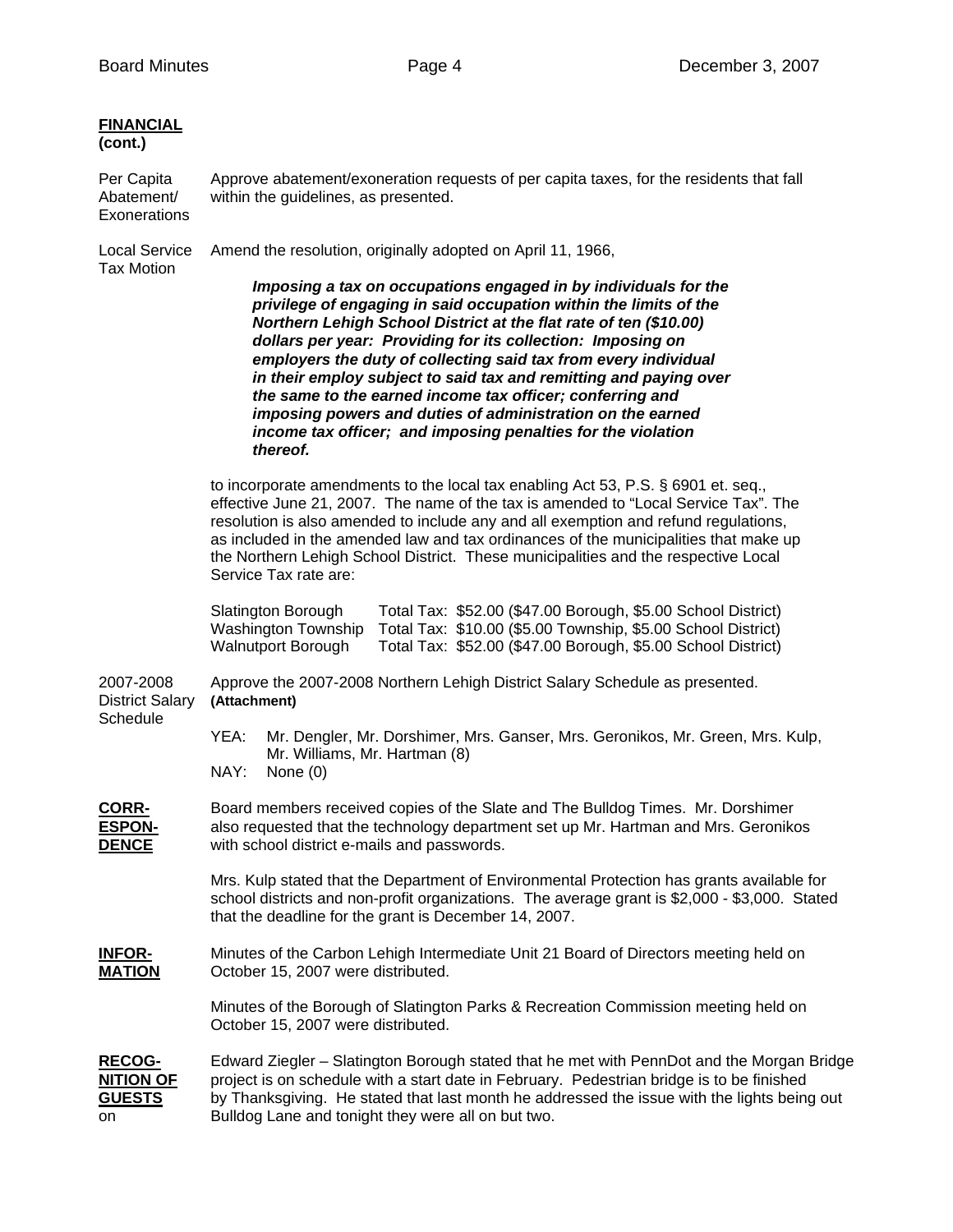**FINANCIAL (cont.)**

Per Capita Abatement/ Exonerations — Approve abatement/exoneration requests of per capita taxes, for the residents that fall within the guidelines, as presented.

Local Service Tax Motion — Amend the resolution, originally adopted on April 11, 1966,

> ***Imposing a tax on occupations engaged in by individuals for the privilege of engaging in said occupation within the limits of the Northern Lehigh School District at the flat rate of ten ($10.00) dollars per year: Providing for its collection: Imposing on employers the duty of collecting said tax from every individual in their employ subject to said tax and remitting and paying over the same to the earned income tax officer; conferring and imposing powers and duties of administration on the earned income tax officer; and imposing penalties for the violation thereof.***

to incorporate amendments to the local tax enabling Act 53, P.S. § 6901 et. seq., effective June 21, 2007. The name of the tax is amended to "Local Service Tax". The resolution is also amended to include any and all exemption and refund regulations, as included in the amended law and tax ordinances of the municipalities that make up the Northern Lehigh School District. These municipalities and the respective Local Service Tax rate are:

| | |
|---|---|
| Slatington Borough | Total Tax: $52.00 ($47.00 Borough, $5.00 School District) |
| Washington Township | Total Tax: $10.00 ($5.00 Township, $5.00 School District) |
| Walnutport Borough | Total Tax: $52.00 ($47.00 Borough, $5.00 School District) |

2007-2008 District Salary Schedule — Approve the 2007-2008 Northern Lehigh District Salary Schedule as presented. **(Attachment)**

YEA: Mr. Dengler, Mr. Dorshimer, Mrs. Ganser, Mrs. Geronikos, Mr. Green, Mrs. Kulp, Mr. Williams, Mr. Hartman (8)
NAY: None (0)

**CORRESPONDENCE**

Board members received copies of the Slate and The Bulldog Times. Mr. Dorshimer also requested that the technology department set up Mr. Hartman and Mrs. Geronikos with school district e-mails and passwords.

Mrs. Kulp stated that the Department of Environmental Protection has grants available for school districts and non-profit organizations. The average grant is $2,000 - $3,000. Stated that the deadline for the grant is December 14, 2007.

**INFORMATION**

Minutes of the Carbon Lehigh Intermediate Unit 21 Board of Directors meeting held on October 15, 2007 were distributed.

Minutes of the Borough of Slatington Parks & Recreation Commission meeting held on October 15, 2007 were distributed.

**RECOGNITION OF GUESTS** on

Edward Ziegler – Slatington Borough stated that he met with PennDot and the Morgan Bridge project is on schedule with a start date in February. Pedestrian bridge is to be finished by Thanksgiving. He stated that last month he addressed the issue with the lights being out Bulldog Lane and tonight they were all on but two.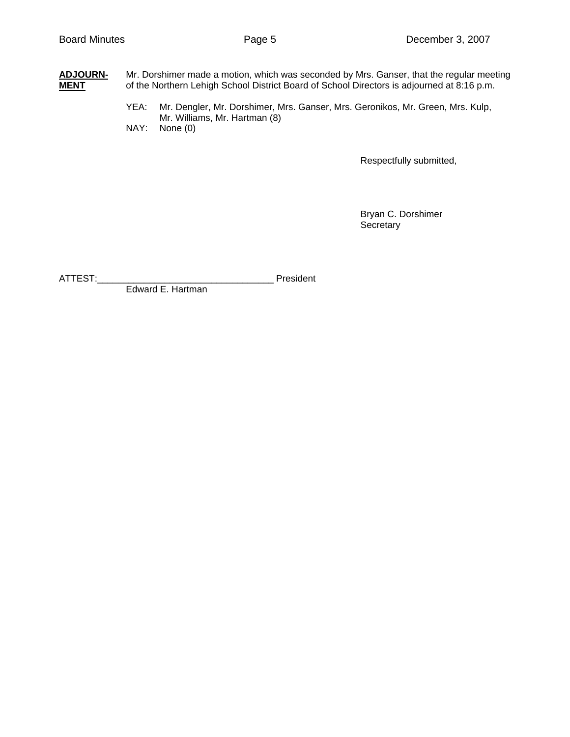**ADJOURN-MENT**

Mr. Dorshimer made a motion, which was seconded by Mrs. Ganser, that the regular meeting of the Northern Lehigh School District Board of School Directors is adjourned at 8:16 p.m.

YEA: Mr. Dengler, Mr. Dorshimer, Mrs. Ganser, Mrs. Geronikos, Mr. Green, Mrs. Kulp, Mr. Williams, Mr. Hartman (8)
NAY: None (0)

Respectfully submitted,

Bryan C. Dorshimer
Secretary

ATTEST:_________________________________ President
Edward E. Hartman